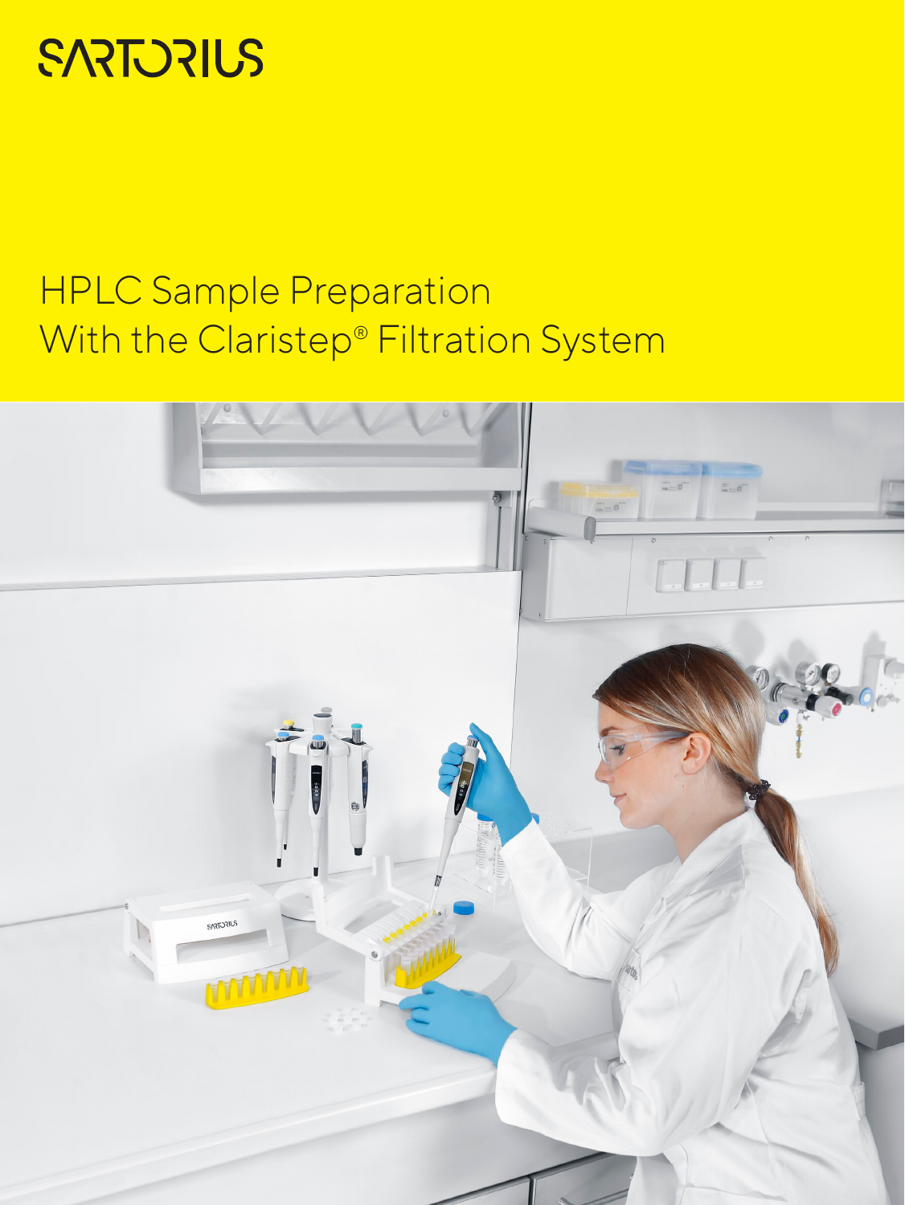SARTORIUS

# HPLC Sample Preparation With the Claristep® Filtration System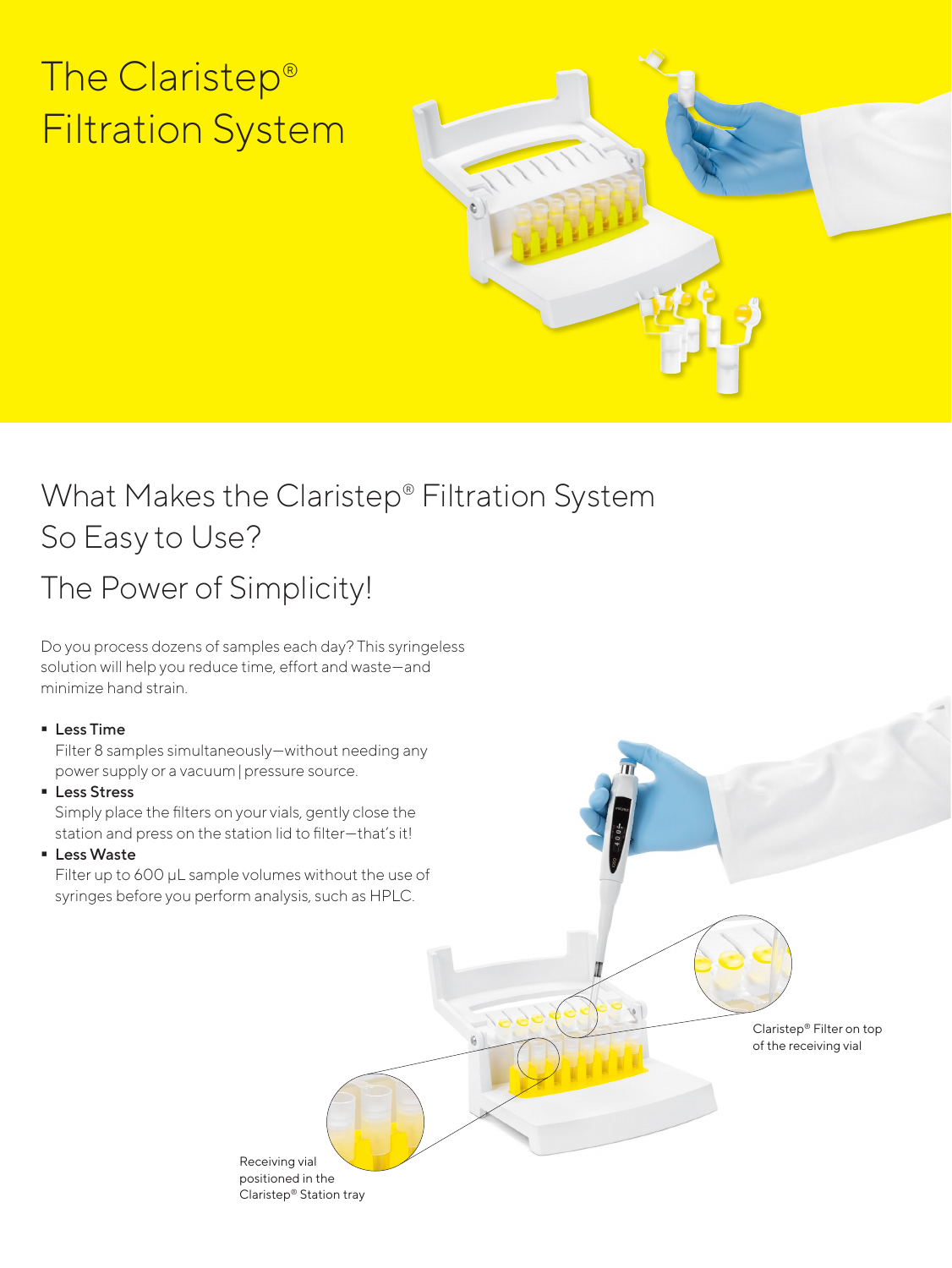# The Claristep® Filtration System

## What Makes the Claristep® Filtration System So Easy to Use?

## The Power of Simplicity!

Do you process dozens of samples each day? This syringeless solution will help you reduce time, effort and waste—and minimize hand strain.

- **Less Time**
  Filter 8 samples simultaneously—without needing any power supply or a vacuum | pressure source.
- **Less Stress**
  Simply place the filters on your vials, gently close the station and press on the station lid to filter—that's it!
- **Less Waste**
  Filter up to 600 µL sample volumes without the use of syringes before you perform analysis, such as HPLC.

Claristep® Filter on top of the receiving vial

Receiving vial positioned in the Claristep® Station tray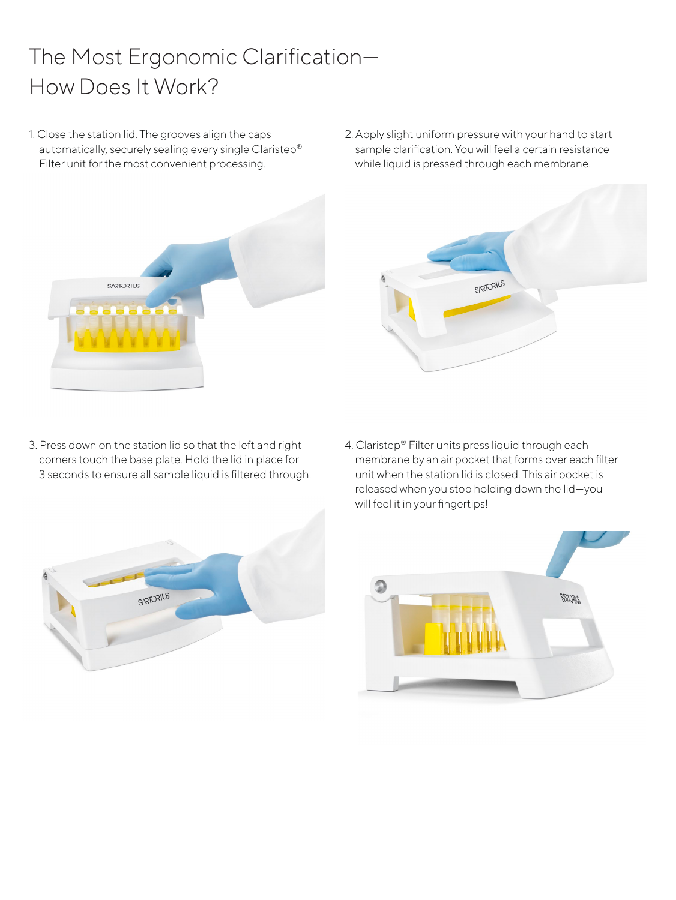# The Most Ergonomic Clarification—How Does It Work?

1. Close the station lid. The grooves align the caps automatically, securely sealing every single Claristep® Filter unit for the most convenient processing.

2. Apply slight uniform pressure with your hand to start sample clarification. You will feel a certain resistance while liquid is pressed through each membrane.

3. Press down on the station lid so that the left and right corners touch the base plate. Hold the lid in place for 3 seconds to ensure all sample liquid is filtered through.

4. Claristep® Filter units press liquid through each membrane by an air pocket that forms over each filter unit when the station lid is closed. This air pocket is released when you stop holding down the lid—you will feel it in your fingertips!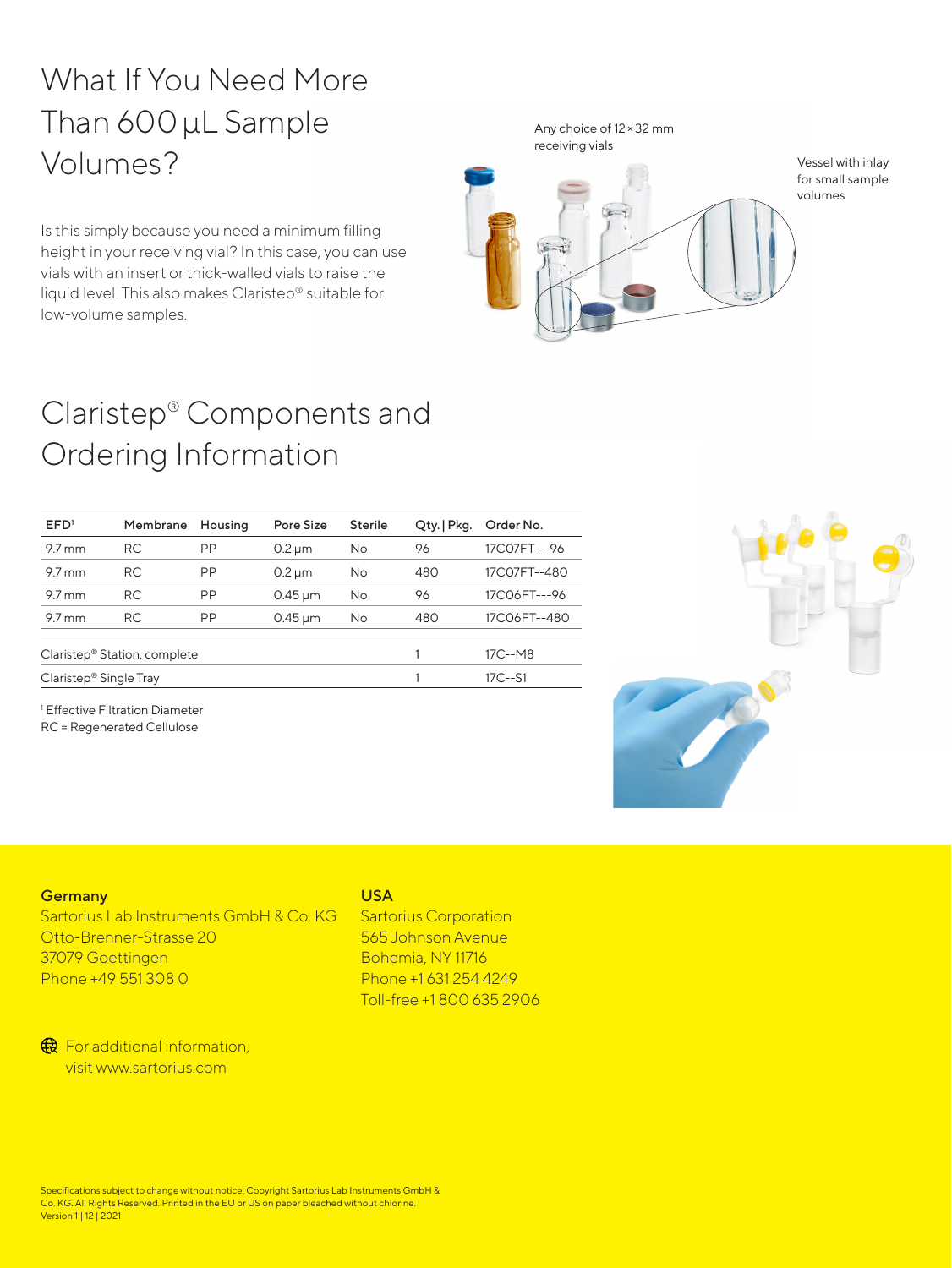# What If You Need More Than 600 µL Sample Volumes?

Is this simply because you need a minimum filling height in your receiving vial? In this case, you can use vials with an insert or thick-walled vials to raise the liquid level. This also makes Claristep® suitable for low-volume samples.

Any choice of 12 × 32 mm receiving vials

Vessel with inlay for small sample volumes

# Claristep® Components and Ordering Information

| EFD[1] | Membrane | Housing | Pore Size | Sterile | Qty. \| Pkg. | Order No. |
|---|---|---|---|---|---|---|
| 9.7 mm | RC | PP | 0.2 µm | No | 96 | 17C07FT---96 |
| 9.7 mm | RC | PP | 0.2 µm | No | 480 | 17C07FT--480 |
| 9.7 mm | RC | PP | 0.45 µm | No | 96 | 17C06FT---96 |
| 9.7 mm | RC | PP | 0.45 µm | No | 480 | 17C06FT--480 |
| Claristep® Station, complete | | | | | 1 | 17C--M8 |
| Claristep® Single Tray | | | | | 1 | 17C--S1 |

[1] Effective Filtration Diameter
RC = Regenerated Cellulose

**Germany**
Sartorius Lab Instruments GmbH & Co. KG
Otto-Brenner-Strasse 20
37079 Goettingen
Phone +49 551 308 0

**USA**
Sartorius Corporation
565 Johnson Avenue
Bohemia, NY 11716
Phone +1 631 254 4249
Toll-free +1 800 635 2906

For additional information, visit www.sartorius.com

Specifications subject to change without notice. Copyright Sartorius Lab Instruments GmbH & Co. KG. All Rights Reserved. Printed in the EU or US on paper bleached without chlorine.
Version 1 | 12 | 2021